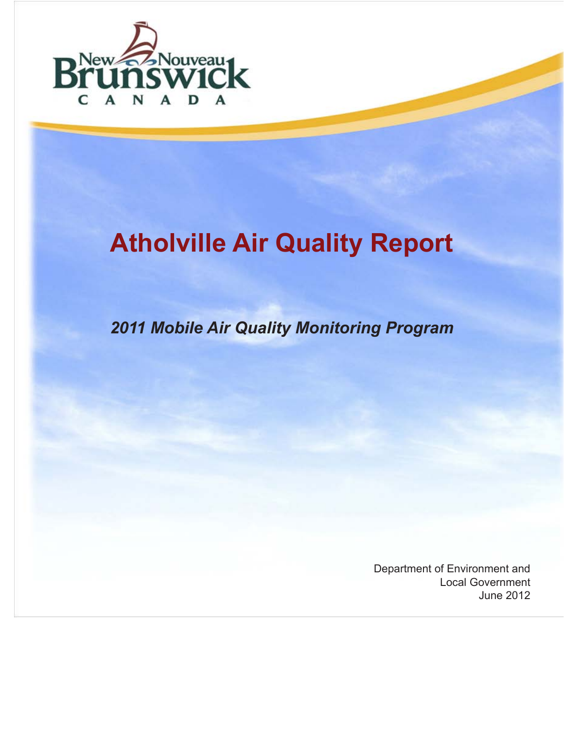New Nouveau Brunswick CANADA

# Atholville Air Quality Report

## *2011 Mobile Air Quality Monitoring Program*

Department of Environment and Local Government
June 2012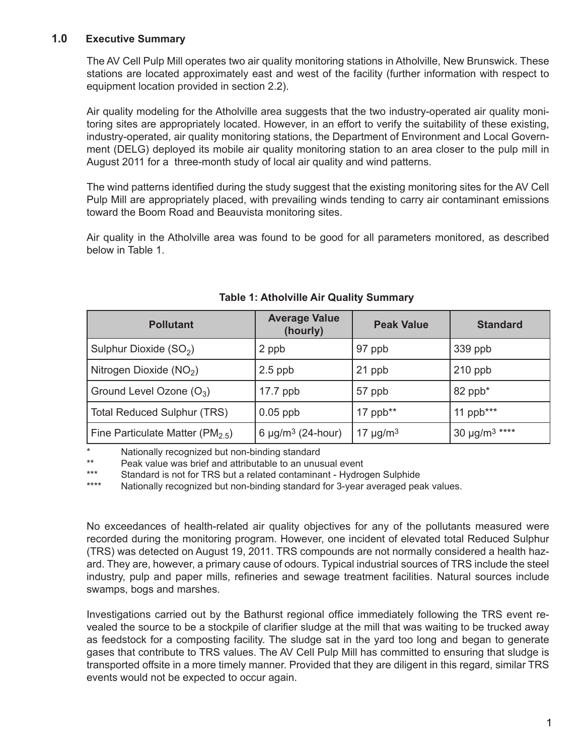## 1.0 Executive Summary

The AV Cell Pulp Mill operates two air quality monitoring stations in Atholville, New Brunswick. These stations are located approximately east and west of the facility (further information with respect to equipment location provided in section 2.2).

Air quality modeling for the Atholville area suggests that the two industry-operated air quality monitoring sites are appropriately located. However, in an effort to verify the suitability of these existing, industry-operated, air quality monitoring stations, the Department of Environment and Local Government (DELG) deployed its mobile air quality monitoring station to an area closer to the pulp mill in August 2011 for a three-month study of local air quality and wind patterns.

The wind patterns identified during the study suggest that the existing monitoring sites for the AV Cell Pulp Mill are appropriately placed, with prevailing winds tending to carry air contaminant emissions toward the Boom Road and Beauvista monitoring sites.

Air quality in the Atholville area was found to be good for all parameters monitored, as described below in Table 1.

**Table 1: Atholville Air Quality Summary**

| Pollutant | Average Value (hourly) | Peak Value | Standard |
|---|---|---|---|
| Sulphur Dioxide ($SO_2$) | 2 ppb | 97 ppb | 339 ppb |
| Nitrogen Dioxide ($NO_2$) | 2.5 ppb | 21 ppb | 210 ppb |
| Ground Level Ozone ($O_3$) | 17.7 ppb | 57 ppb | 82 ppb* |
| Total Reduced Sulphur (TRS) | 0.05 ppb | 17 ppb** | 11 ppb*** |
| Fine Particulate Matter ($PM_{2.5}$) | 6 $\mu g/m^3$ (24-hour) | 17 $\mu g/m^3$ | 30 $\mu g/m^3$ **** |

\* Nationally recognized but non-binding standard

** Peak value was brief and attributable to an unusual event

*** Standard is not for TRS but a related contaminant - Hydrogen Sulphide

**** Nationally recognized but non-binding standard for 3-year averaged peak values.

No exceedances of health-related air quality objectives for any of the pollutants measured were recorded during the monitoring program. However, one incident of elevated total Reduced Sulphur (TRS) was detected on August 19, 2011. TRS compounds are not normally considered a health hazard. They are, however, a primary cause of odours. Typical industrial sources of TRS include the steel industry, pulp and paper mills, refineries and sewage treatment facilities. Natural sources include swamps, bogs and marshes.

Investigations carried out by the Bathurst regional office immediately following the TRS event revealed the source to be a stockpile of clarifier sludge at the mill that was waiting to be trucked away as feedstock for a composting facility. The sludge sat in the yard too long and began to generate gases that contribute to TRS values. The AV Cell Pulp Mill has committed to ensuring that sludge is transported offsite in a more timely manner. Provided that they are diligent in this regard, similar TRS events would not be expected to occur again.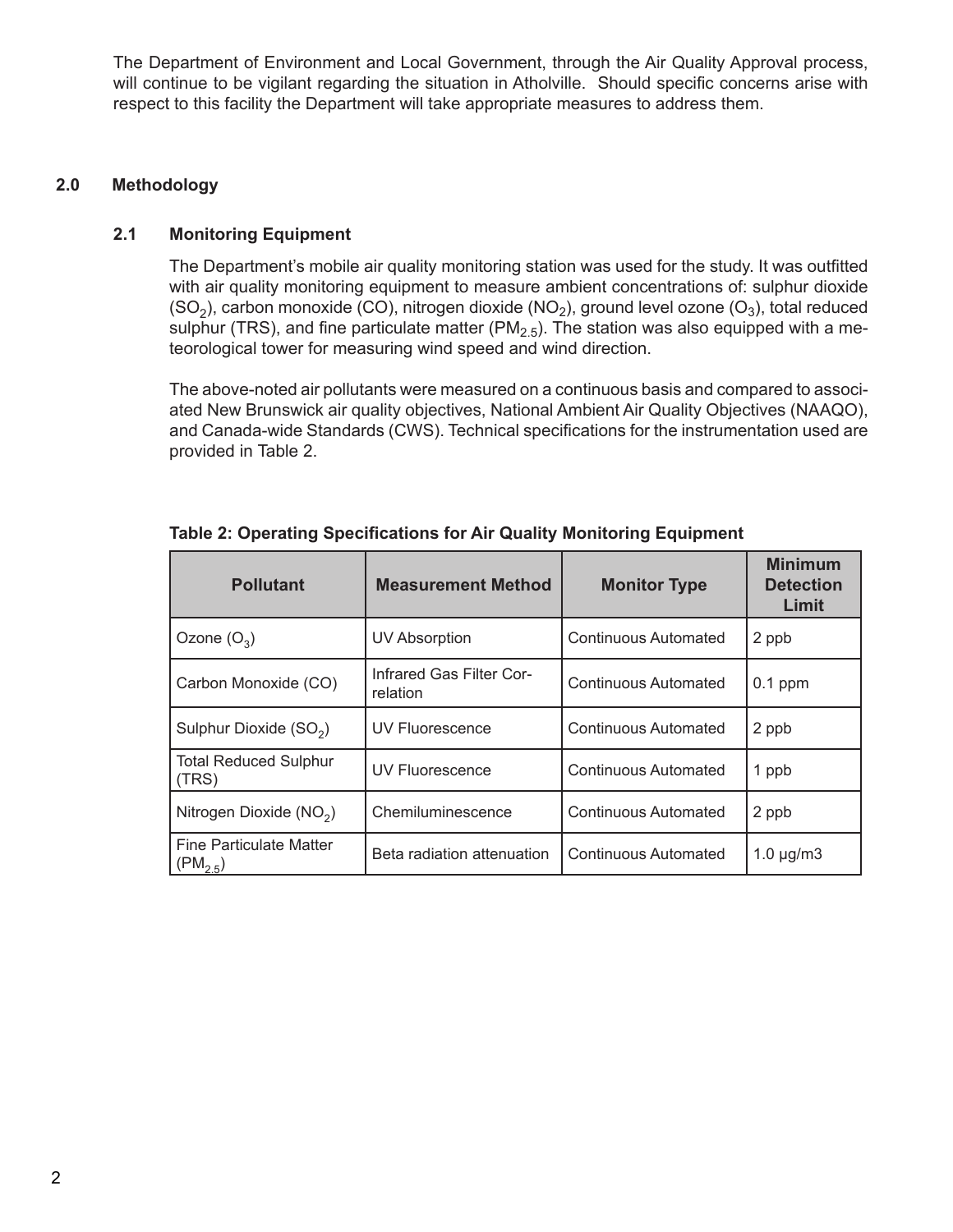The Department of Environment and Local Government, through the Air Quality Approval process, will continue to be vigilant regarding the situation in Atholville. Should specific concerns arise with respect to this facility the Department will take appropriate measures to address them.

## 2.0 Methodology

### 2.1 Monitoring Equipment

The Department's mobile air quality monitoring station was used for the study. It was outfitted with air quality monitoring equipment to measure ambient concentrations of: sulphur dioxide ($SO_2$), carbon monoxide (CO), nitrogen dioxide ($NO_2$), ground level ozone ($O_3$), total reduced sulphur (TRS), and fine particulate matter ($PM_{2.5}$). The station was also equipped with a meteorological tower for measuring wind speed and wind direction.

The above-noted air pollutants were measured on a continuous basis and compared to associated New Brunswick air quality objectives, National Ambient Air Quality Objectives (NAAQO), and Canada-wide Standards (CWS). Technical specifications for the instrumentation used are provided in Table 2.

**Table 2: Operating Specifications for Air Quality Monitoring Equipment**

| Pollutant | Measurement Method | Monitor Type | Minimum Detection Limit |
|---|---|---|---|
| Ozone ($O_3$) | UV Absorption | Continuous Automated | 2 ppb |
| Carbon Monoxide (CO) | Infrared Gas Filter Correlation | Continuous Automated | 0.1 ppm |
| Sulphur Dioxide ($SO_2$) | UV Fluorescence | Continuous Automated | 2 ppb |
| Total Reduced Sulphur (TRS) | UV Fluorescence | Continuous Automated | 1 ppb |
| Nitrogen Dioxide ($NO_2$) | Chemiluminescence | Continuous Automated | 2 ppb |
| Fine Particulate Matter ($PM_{2.5}$) | Beta radiation attenuation | Continuous Automated | 1.0 μg/m3 |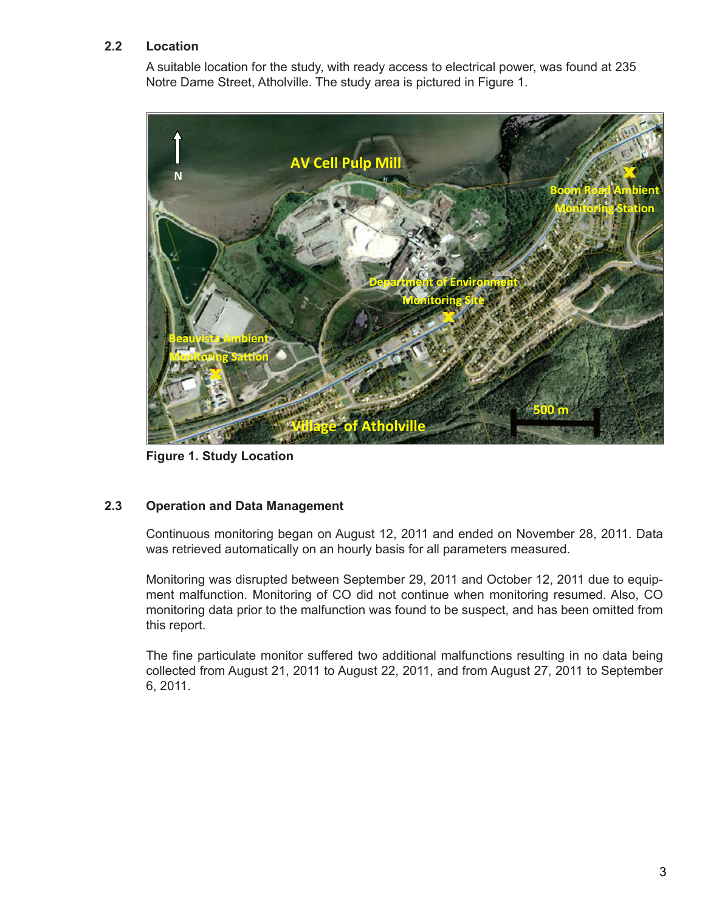### 2.2 Location

A suitable location for the study, with ready access to electrical power, was found at 235 Notre Dame Street, Atholville. The study area is pictured in Figure 1.

**Figure 1. Study Location**

### 2.3 Operation and Data Management

Continuous monitoring began on August 12, 2011 and ended on November 28, 2011. Data was retrieved automatically on an hourly basis for all parameters measured.

Monitoring was disrupted between September 29, 2011 and October 12, 2011 due to equipment malfunction. Monitoring of CO did not continue when monitoring resumed. Also, CO monitoring data prior to the malfunction was found to be suspect, and has been omitted from this report.

The fine particulate monitor suffered two additional malfunctions resulting in no data being collected from August 21, 2011 to August 22, 2011, and from August 27, 2011 to September 6, 2011.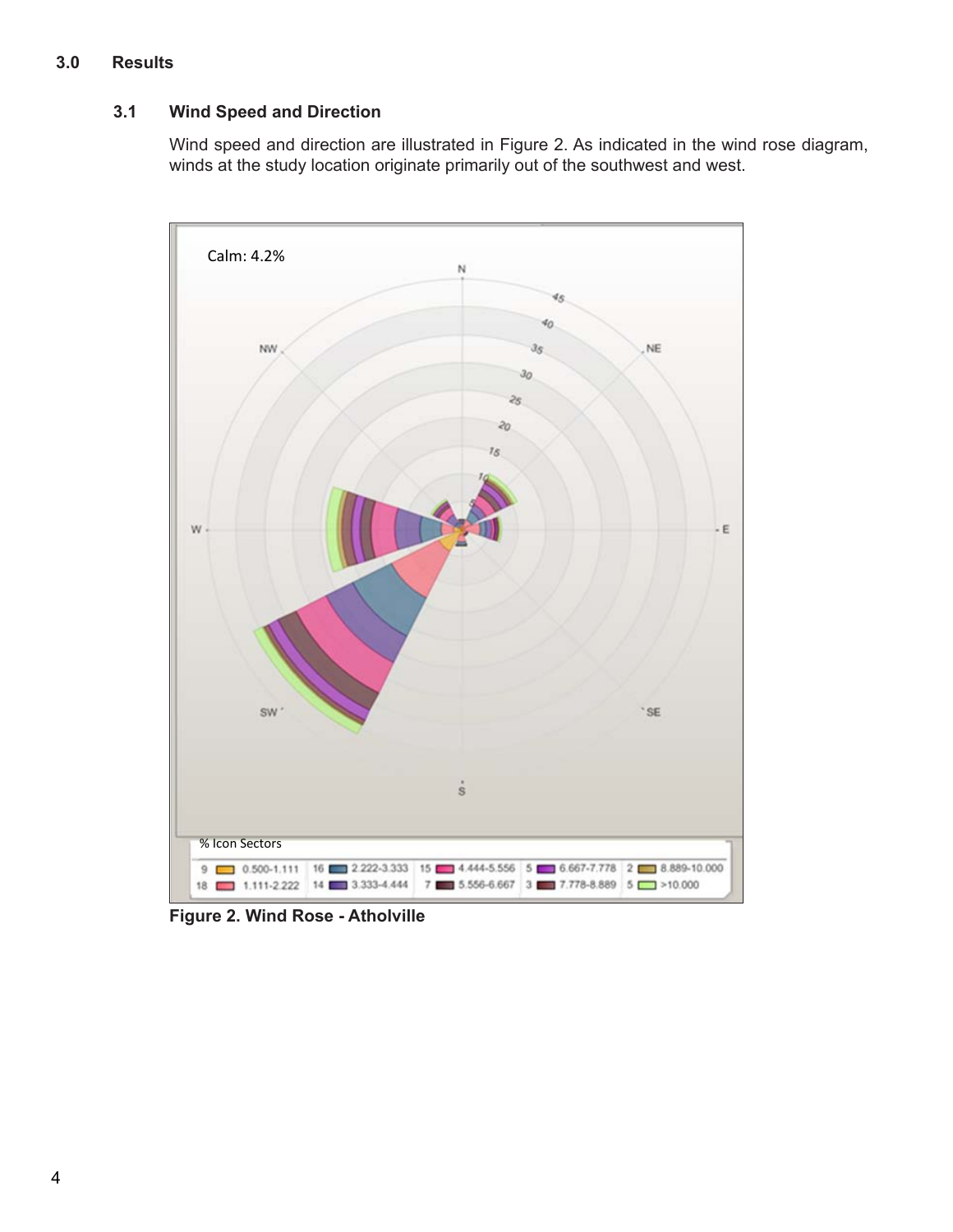## 3.0 Results

### 3.1 Wind Speed and Direction

Wind speed and direction are illustrated in Figure 2. As indicated in the wind rose diagram, winds at the study location originate primarily out of the southwest and west.

**Figure 2. Wind Rose - Atholville**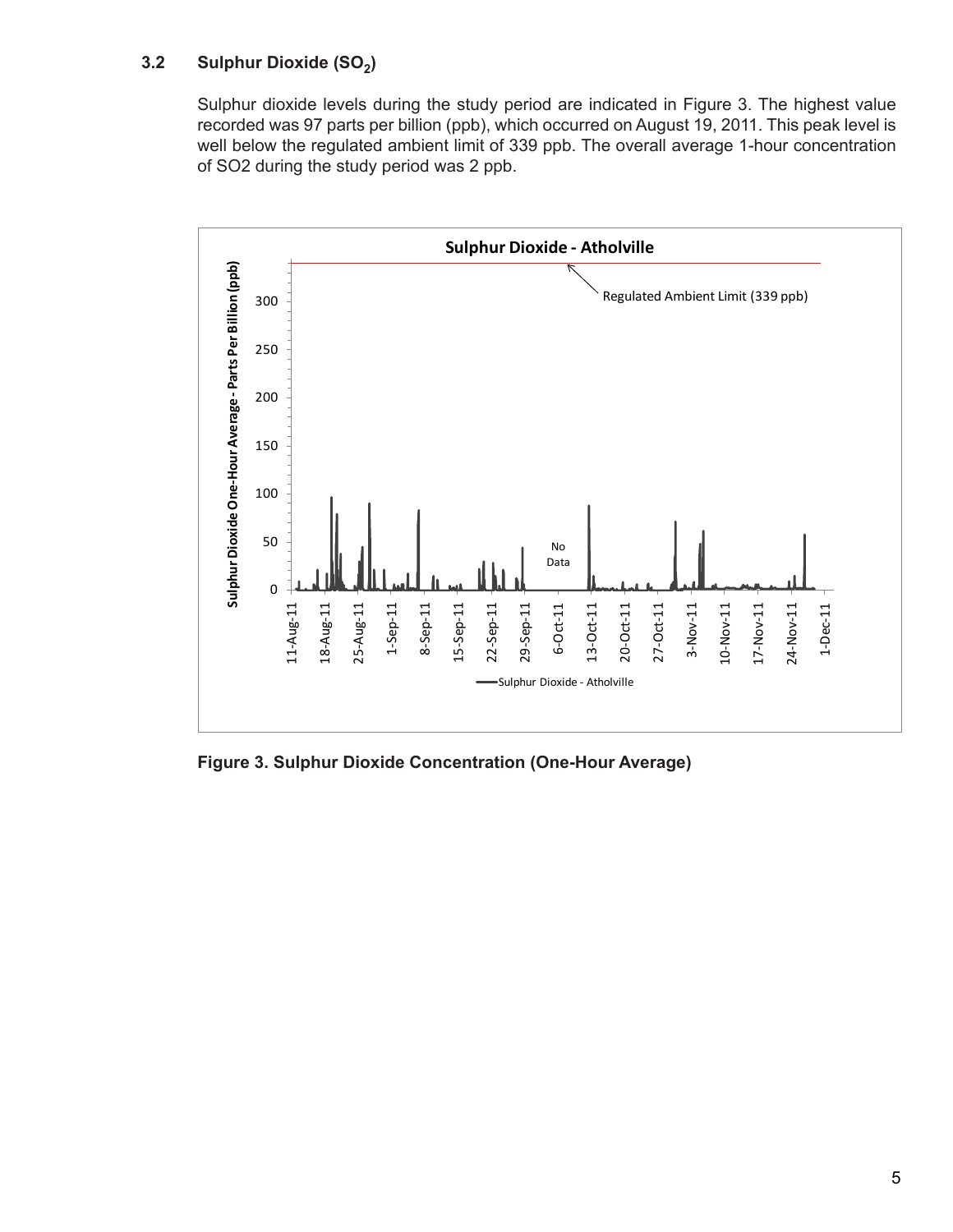### 3.2 Sulphur Dioxide ($SO_2$)

Sulphur dioxide levels during the study period are indicated in Figure 3. The highest value recorded was 97 parts per billion (ppb), which occurred on August 19, 2011. This peak level is well below the regulated ambient limit of 339 ppb. The overall average 1-hour concentration of SO2 during the study period was 2 ppb.

**Figure 3. Sulphur Dioxide Concentration (One-Hour Average)**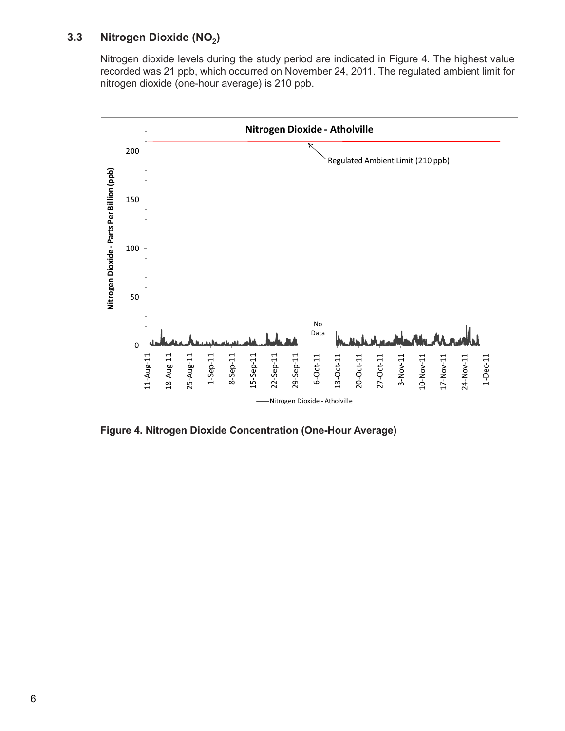### 3.3 Nitrogen Dioxide ($NO_2$)

Nitrogen dioxide levels during the study period are indicated in Figure 4. The highest value recorded was 21 ppb, which occurred on November 24, 2011. The regulated ambient limit for nitrogen dioxide (one-hour average) is 210 ppb.

**Figure 4. Nitrogen Dioxide Concentration (One-Hour Average)**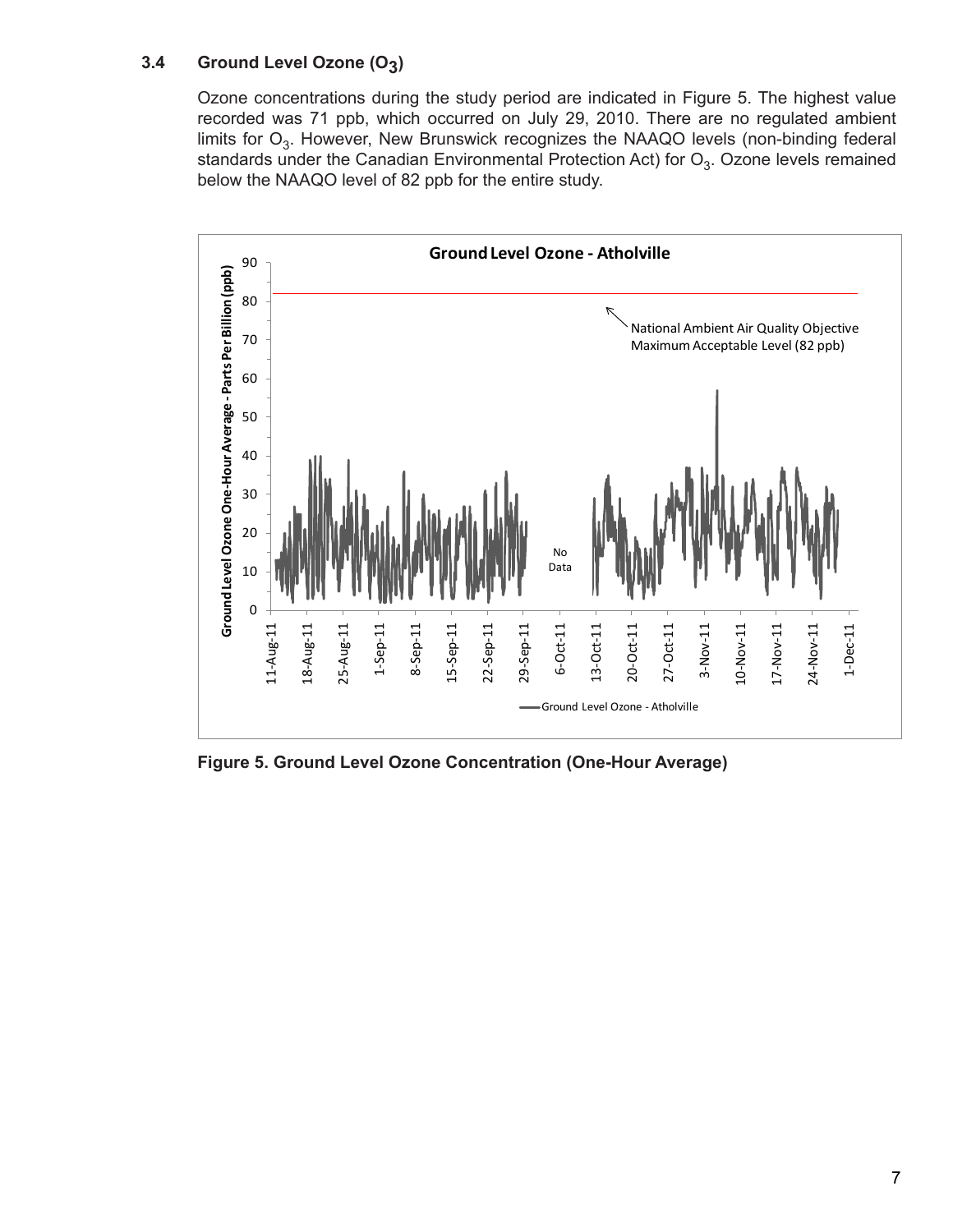### 3.4 Ground Level Ozone ($O_3$)

Ozone concentrations during the study period are indicated in Figure 5. The highest value recorded was 71 ppb, which occurred on July 29, 2010. There are no regulated ambient limits for $O_3$. However, New Brunswick recognizes the NAAQO levels (non-binding federal standards under the Canadian Environmental Protection Act) for $O_3$. Ozone levels remained below the NAAQO level of 82 ppb for the entire study.

**Figure 5. Ground Level Ozone Concentration (One-Hour Average)**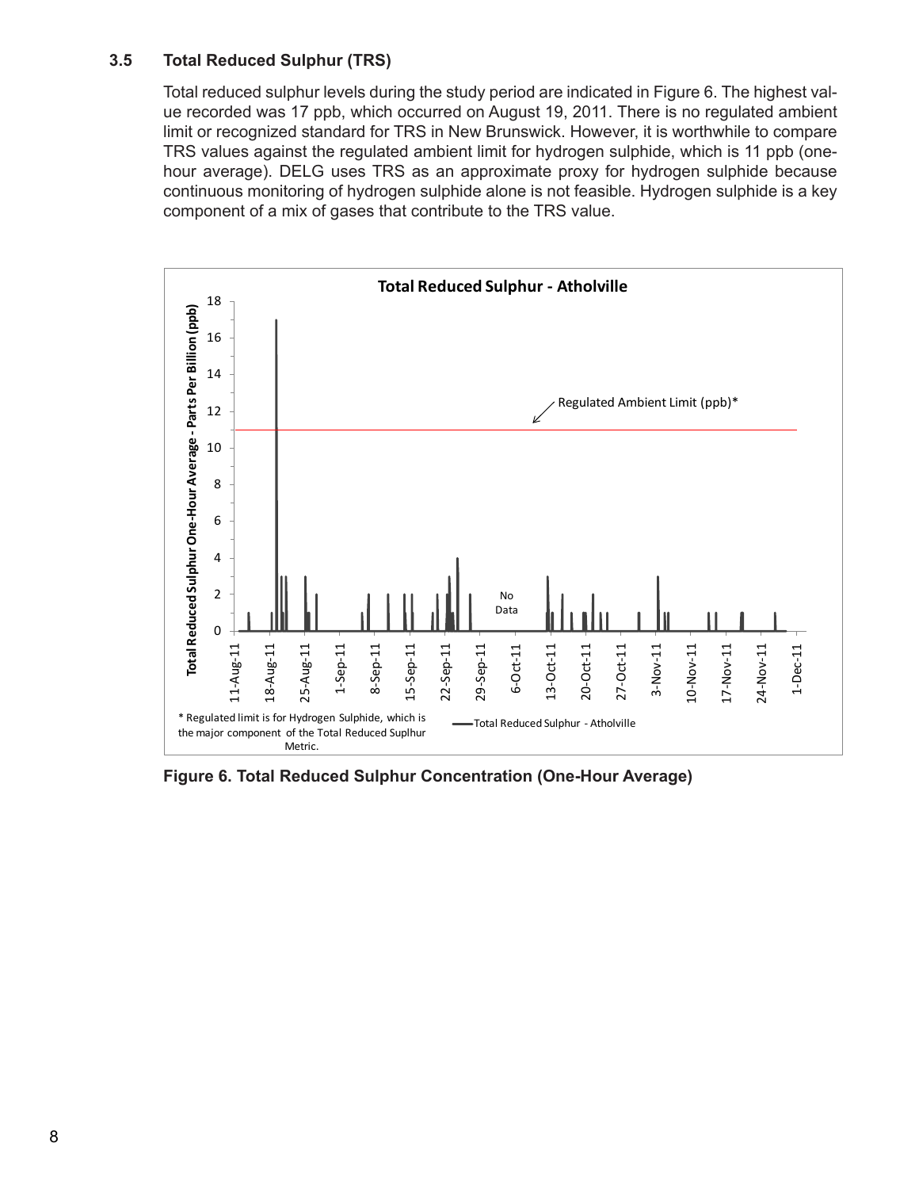### 3.5 Total Reduced Sulphur (TRS)

Total reduced sulphur levels during the study period are indicated in Figure 6. The highest value recorded was 17 ppb, which occurred on August 19, 2011. There is no regulated ambient limit or recognized standard for TRS in New Brunswick. However, it is worthwhile to compare TRS values against the regulated ambient limit for hydrogen sulphide, which is 11 ppb (one-hour average). DELG uses TRS as an approximate proxy for hydrogen sulphide because continuous monitoring of hydrogen sulphide alone is not feasible. Hydrogen sulphide is a key component of a mix of gases that contribute to the TRS value.

**Figure 6. Total Reduced Sulphur Concentration (One-Hour Average)**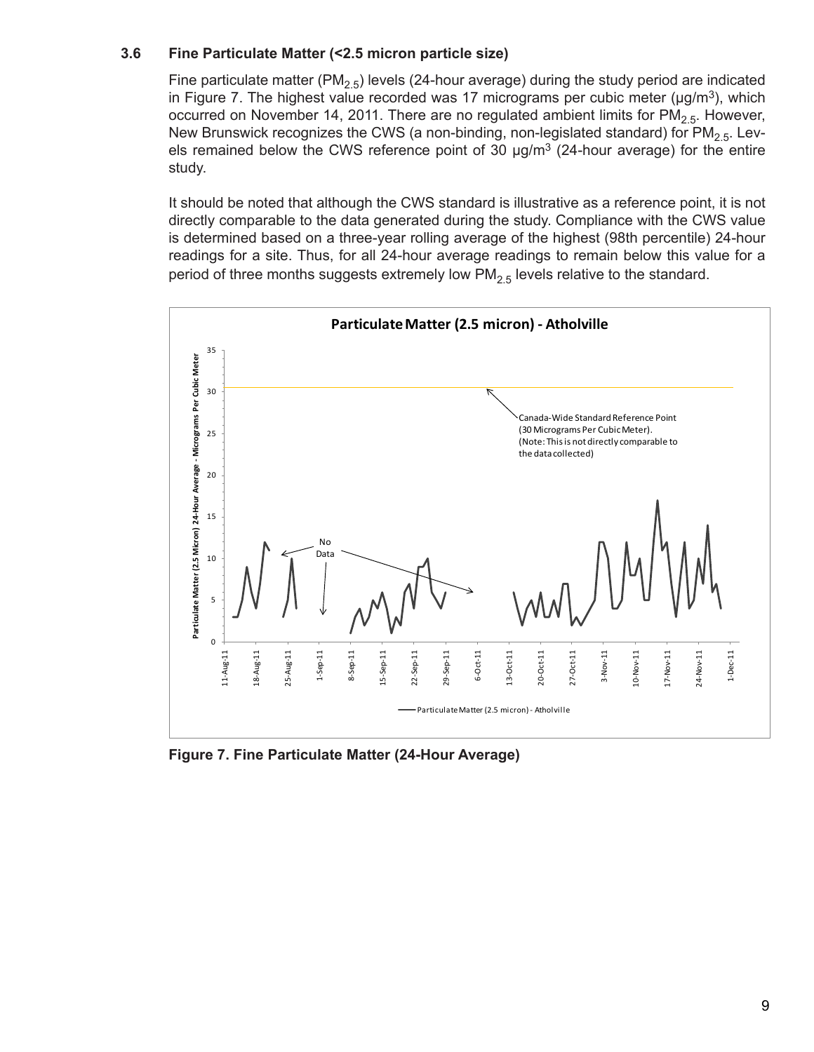### 3.6 Fine Particulate Matter (<2.5 micron particle size)

Fine particulate matter ($PM_{2.5}$) levels (24-hour average) during the study period are indicated in Figure 7. The highest value recorded was 17 micrograms per cubic meter (µg/m$^3$), which occurred on November 14, 2011. There are no regulated ambient limits for $PM_{2.5}$. However, New Brunswick recognizes the CWS (a non-binding, non-legislated standard) for $PM_{2.5}$. Levels remained below the CWS reference point of 30 µg/m$^3$ (24-hour average) for the entire study.

It should be noted that although the CWS standard is illustrative as a reference point, it is not directly comparable to the data generated during the study. Compliance with the CWS value is determined based on a three-year rolling average of the highest (98th percentile) 24-hour readings for a site. Thus, for all 24-hour average readings to remain below this value for a period of three months suggests extremely low $PM_{2.5}$ levels relative to the standard.

**Figure 7. Fine Particulate Matter (24-Hour Average)**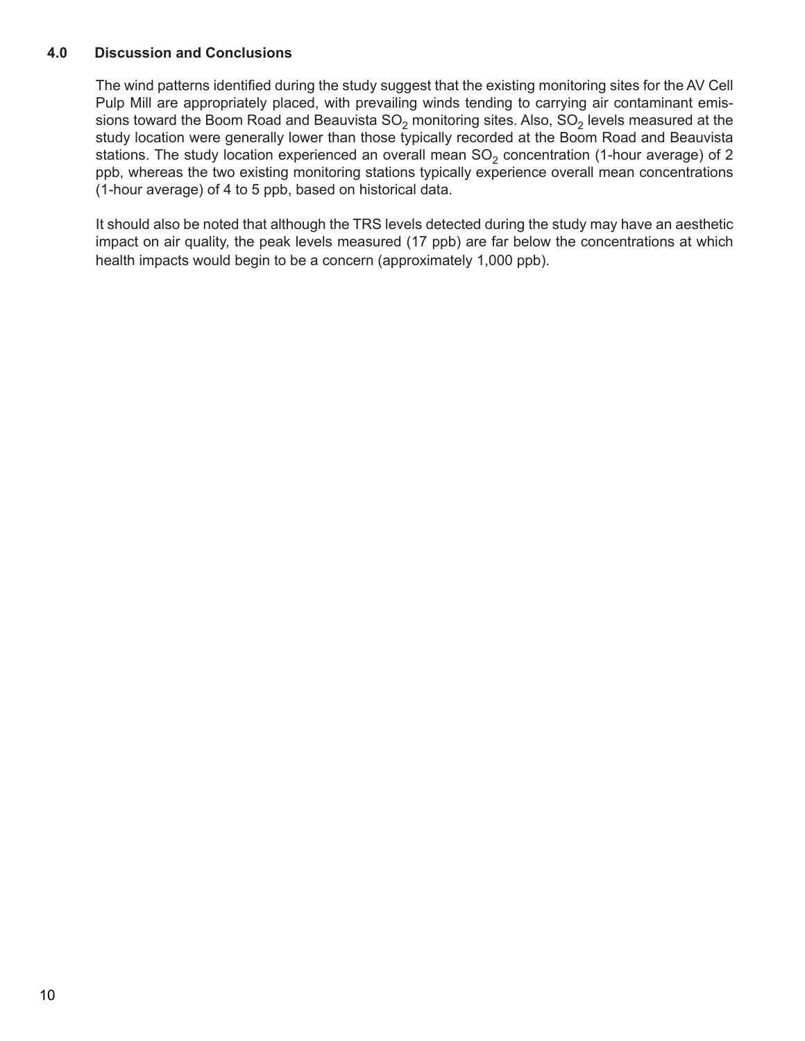## 4.0 Discussion and Conclusions

The wind patterns identified during the study suggest that the existing monitoring sites for the AV Cell Pulp Mill are appropriately placed, with prevailing winds tending to carrying air contaminant emissions toward the Boom Road and Beauvista $SO_2$ monitoring sites. Also, $SO_2$ levels measured at the study location were generally lower than those typically recorded at the Boom Road and Beauvista stations. The study location experienced an overall mean $SO_2$ concentration (1-hour average) of 2 ppb, whereas the two existing monitoring stations typically experience overall mean concentrations (1-hour average) of 4 to 5 ppb, based on historical data.

It should also be noted that although the TRS levels detected during the study may have an aesthetic impact on air quality, the peak levels measured (17 ppb) are far below the concentrations at which health impacts would begin to be a concern (approximately 1,000 ppb).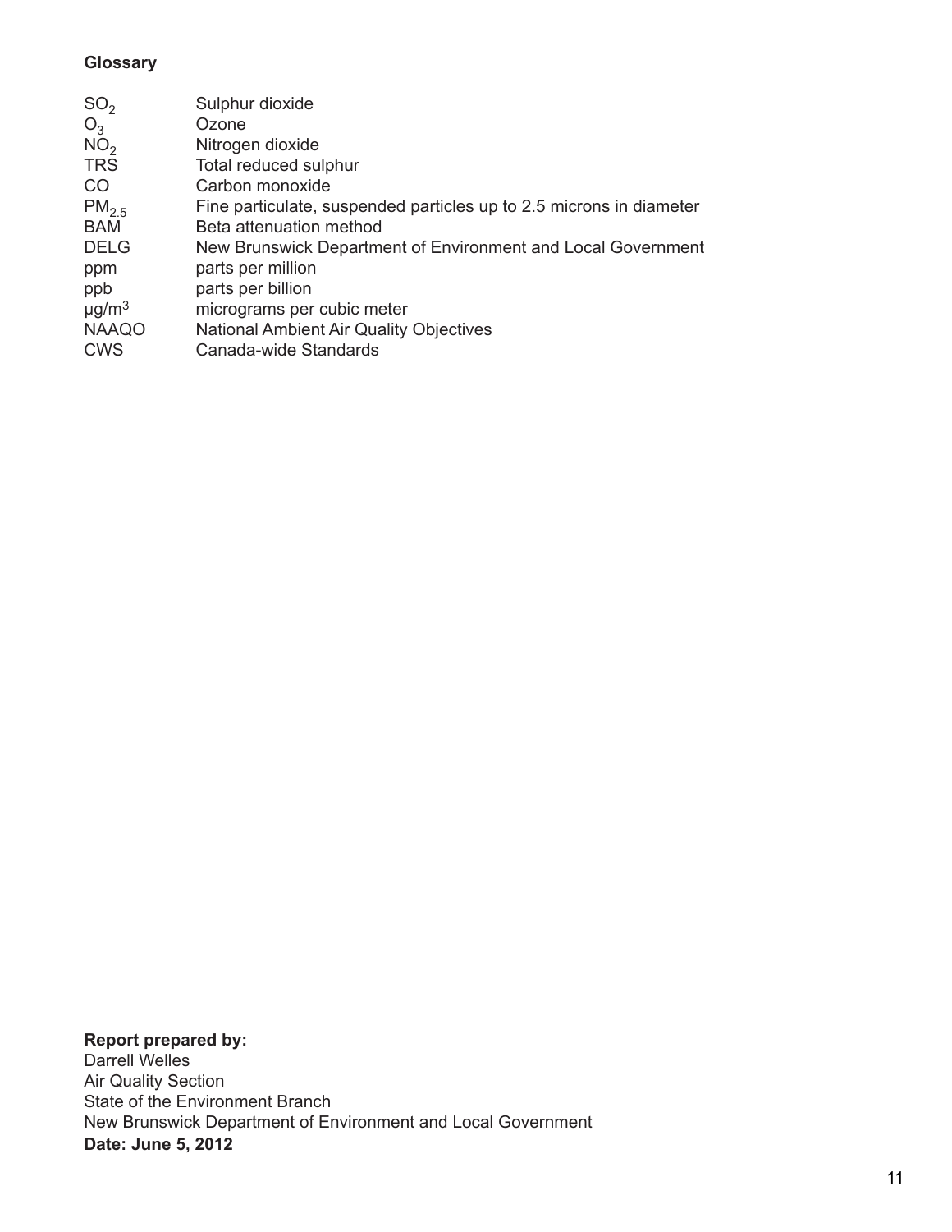**Glossary**

| | |
|---|---|
| $SO_2$ | Sulphur dioxide |
| $O_3$ | Ozone |
| $NO_2$ | Nitrogen dioxide |
| TRS | Total reduced sulphur |
| CO | Carbon monoxide |
| $PM_{2.5}$ | Fine particulate, suspended particles up to 2.5 microns in diameter |
| BAM | Beta attenuation method |
| DELG | New Brunswick Department of Environment and Local Government |
| ppm | parts per million |
| ppb | parts per billion |
| $\mu g/m^3$ | micrograms per cubic meter |
| NAAQO | National Ambient Air Quality Objectives |
| CWS | Canada-wide Standards |

**Report prepared by:**
Darrell Welles
Air Quality Section
State of the Environment Branch
New Brunswick Department of Environment and Local Government
**Date: June 5, 2012**